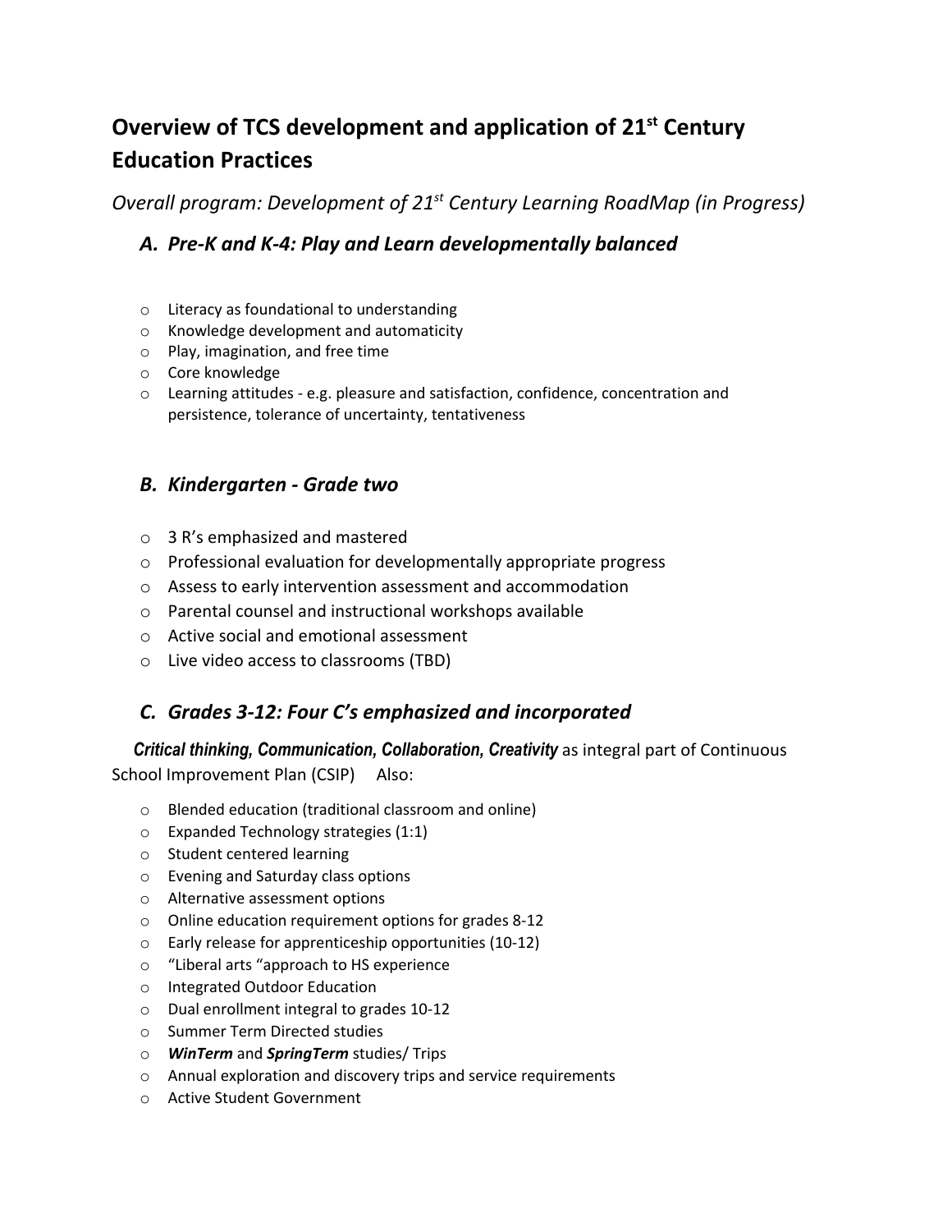# Overview of TCS development and application of 21st Century Education Practices

*Overall program: Development of 21st Century Learning RoadMap (in Progress)*

## *A. Pre-K and K-4: Play and Learn developmentally balanced*

- Literacy as foundational to understanding
- Knowledge development and automaticity
- Play, imagination, and free time
- Core knowledge
- Learning attitudes - e.g. pleasure and satisfaction, confidence, concentration and persistence, tolerance of uncertainty, tentativeness

## *B. Kindergarten - Grade two*

- 3 R's emphasized and mastered
- Professional evaluation for developmentally appropriate progress
- Assess to early intervention assessment and accommodation
- Parental counsel and instructional workshops available
- Active social and emotional assessment
- Live video access to classrooms (TBD)

## *C. Grades 3-12: Four C's emphasized and incorporated*

***Critical thinking, Communication, Collaboration, Creativity*** as integral part of Continuous School Improvement Plan (CSIP) Also:

- Blended education (traditional classroom and online)
- Expanded Technology strategies (1:1)
- Student centered learning
- Evening and Saturday class options
- Alternative assessment options
- Online education requirement options for grades 8-12
- Early release for apprenticeship opportunities (10-12)
- "Liberal arts "approach to HS experience
- Integrated Outdoor Education
- Dual enrollment integral to grades 10-12
- Summer Term Directed studies
- ***WinTerm*** and ***SpringTerm*** studies/ Trips
- Annual exploration and discovery trips and service requirements
- Active Student Government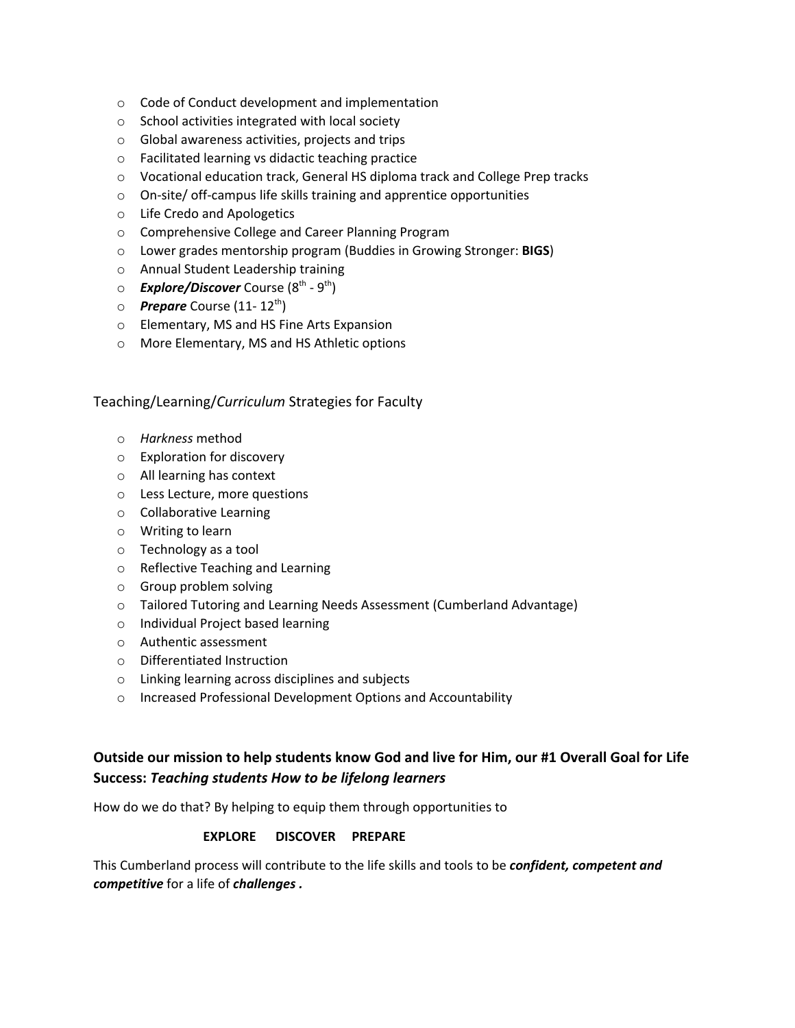- Code of Conduct development and implementation
- School activities integrated with local society
- Global awareness activities, projects and trips
- Facilitated learning vs didactic teaching practice
- Vocational education track, General HS diploma track and College Prep tracks
- On-site/ off-campus life skills training and apprentice opportunities
- Life Credo and Apologetics
- Comprehensive College and Career Planning Program
- Lower grades mentorship program (Buddies in Growing Stronger: **BIGS**)
- Annual Student Leadership training
- ***Explore/Discover*** Course (8th - 9th)
- ***Prepare*** Course (11- 12th)
- Elementary, MS and HS Fine Arts Expansion
- More Elementary, MS and HS Athletic options

Teaching/Learning/*Curriculum* Strategies for Faculty

- *Harkness* method
- Exploration for discovery
- All learning has context
- Less Lecture, more questions
- Collaborative Learning
- Writing to learn
- Technology as a tool
- Reflective Teaching and Learning
- Group problem solving
- Tailored Tutoring and Learning Needs Assessment (Cumberland Advantage)
- Individual Project based learning
- Authentic assessment
- Differentiated Instruction
- Linking learning across disciplines and subjects
- Increased Professional Development Options and Accountability

**Outside our mission to help students know God and live for Him, our #1 Overall Goal for Life Success: *Teaching students How to be lifelong learners***

How do we do that? By helping to equip them through opportunities to

**EXPLORE DISCOVER PREPARE**

This Cumberland process will contribute to the life skills and tools to be ***confident, competent and competitive*** for a life of ***challenges .***